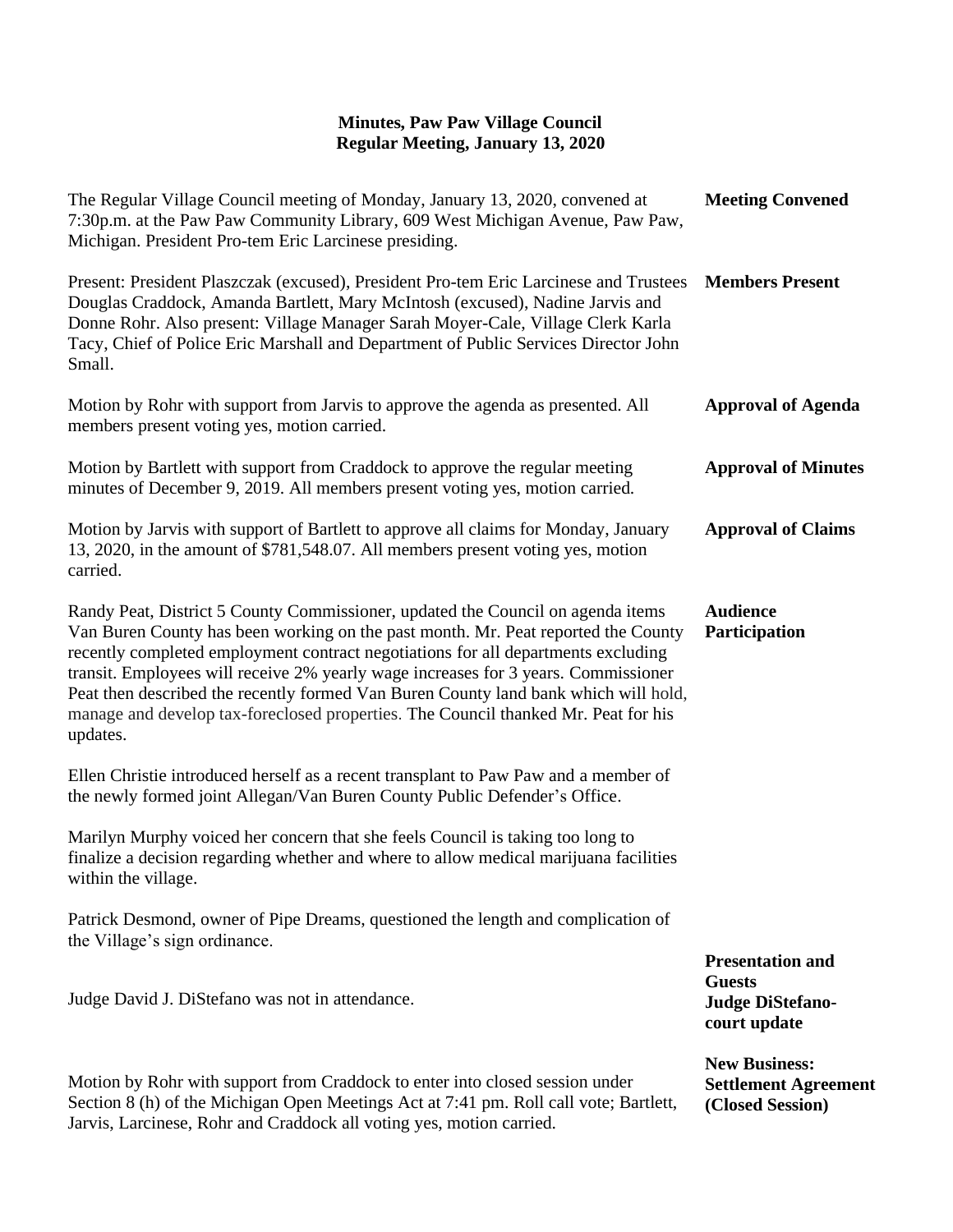# Minutes, Paw Paw Village Council
## Regular Meeting, January 13, 2020

**Meeting Convened**

The Regular Village Council meeting of Monday, January 13, 2020, convened at 7:30p.m. at the Paw Paw Community Library, 609 West Michigan Avenue, Paw Paw, Michigan. President Pro-tem Eric Larcinese presiding.

**Members Present**

Present: President Plaszczak (excused), President Pro-tem Eric Larcinese and Trustees Douglas Craddock, Amanda Bartlett, Mary McIntosh (excused), Nadine Jarvis and Donne Rohr. Also present: Village Manager Sarah Moyer-Cale, Village Clerk Karla Tacy, Chief of Police Eric Marshall and Department of Public Services Director John Small.

**Approval of Agenda**

Motion by Rohr with support from Jarvis to approve the agenda as presented. All members present voting yes, motion carried.

**Approval of Minutes**

Motion by Bartlett with support from Craddock to approve the regular meeting minutes of December 9, 2019. All members present voting yes, motion carried.

**Approval of Claims**

Motion by Jarvis with support of Bartlett to approve all claims for Monday, January 13, 2020, in the amount of $781,548.07. All members present voting yes, motion carried.

**Audience Participation**

Randy Peat, District 5 County Commissioner, updated the Council on agenda items Van Buren County has been working on the past month. Mr. Peat reported the County recently completed employment contract negotiations for all departments excluding transit. Employees will receive 2% yearly wage increases for 3 years. Commissioner Peat then described the recently formed Van Buren County land bank which will hold, manage and develop tax-foreclosed properties. The Council thanked Mr. Peat for his updates.

Ellen Christie introduced herself as a recent transplant to Paw Paw and a member of the newly formed joint Allegan/Van Buren County Public Defender's Office.

Marilyn Murphy voiced her concern that she feels Council is taking too long to finalize a decision regarding whether and where to allow medical marijuana facilities within the village.

Patrick Desmond, owner of Pipe Dreams, questioned the length and complication of the Village's sign ordinance.

**Presentation and Guests**
**Judge DiStefano-court update**

Judge David J. DiStefano was not in attendance.

**New Business: Settlement Agreement (Closed Session)**

Motion by Rohr with support from Craddock to enter into closed session under Section 8 (h) of the Michigan Open Meetings Act at 7:41 pm. Roll call vote; Bartlett, Jarvis, Larcinese, Rohr and Craddock all voting yes, motion carried.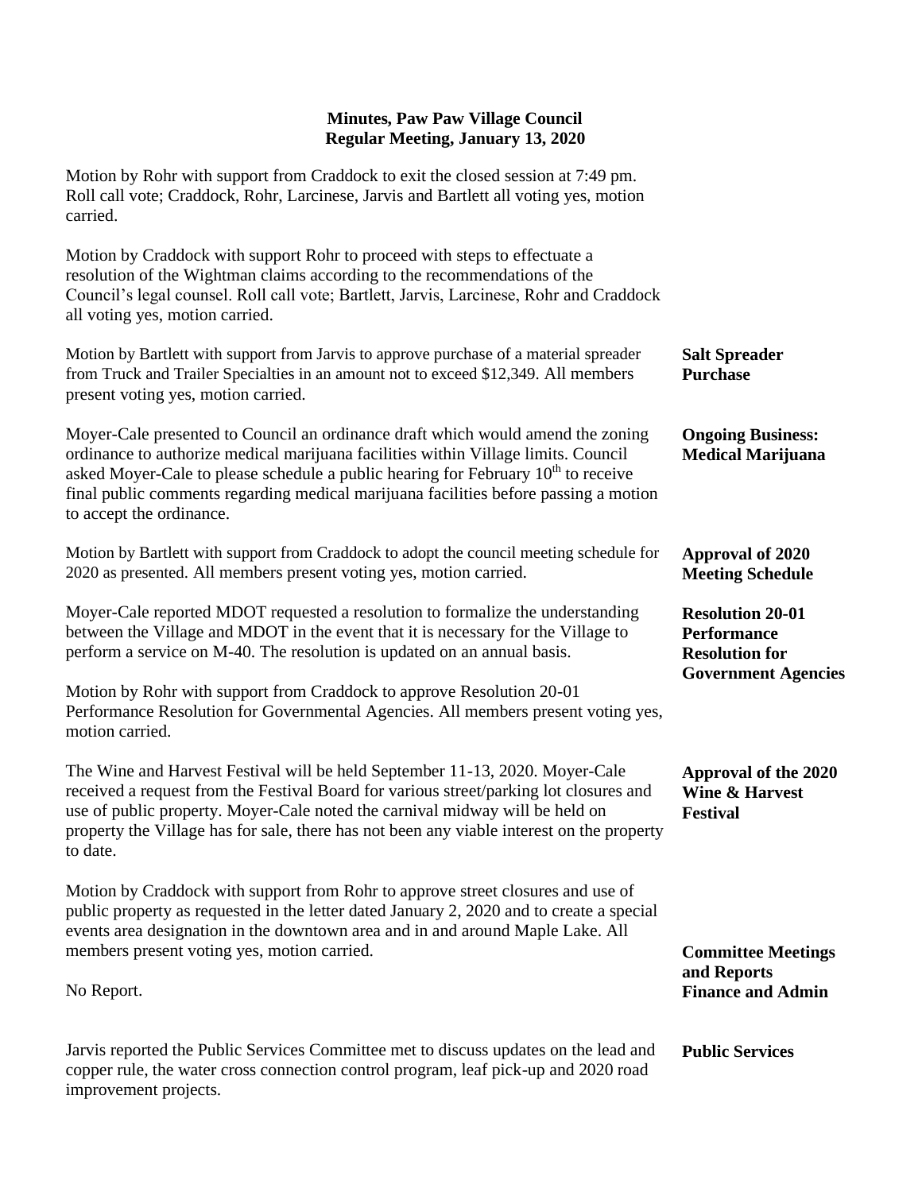**Minutes, Paw Paw Village Council**
**Regular Meeting, January 13, 2020**

Motion by Rohr with support from Craddock to exit the closed session at 7:49 pm. Roll call vote; Craddock, Rohr, Larcinese, Jarvis and Bartlett all voting yes, motion carried.

Motion by Craddock with support Rohr to proceed with steps to effectuate a resolution of the Wightman claims according to the recommendations of the Council's legal counsel. Roll call vote; Bartlett, Jarvis, Larcinese, Rohr and Craddock all voting yes, motion carried.

**Salt Spreader Purchase**

Motion by Bartlett with support from Jarvis to approve purchase of a material spreader from Truck and Trailer Specialties in an amount not to exceed $12,349. All members present voting yes, motion carried.

**Ongoing Business: Medical Marijuana**

Moyer-Cale presented to Council an ordinance draft which would amend the zoning ordinance to authorize medical marijuana facilities within Village limits. Council asked Moyer-Cale to please schedule a public hearing for February 10th to receive final public comments regarding medical marijuana facilities before passing a motion to accept the ordinance.

**Approval of 2020 Meeting Schedule**

Motion by Bartlett with support from Craddock to adopt the council meeting schedule for 2020 as presented. All members present voting yes, motion carried.

**Resolution 20-01 Performance Resolution for Government Agencies**

Moyer-Cale reported MDOT requested a resolution to formalize the understanding between the Village and MDOT in the event that it is necessary for the Village to perform a service on M-40. The resolution is updated on an annual basis.

Motion by Rohr with support from Craddock to approve Resolution 20-01 Performance Resolution for Governmental Agencies. All members present voting yes, motion carried.

**Approval of the 2020 Wine & Harvest Festival**

The Wine and Harvest Festival will be held September 11-13, 2020. Moyer-Cale received a request from the Festival Board for various street/parking lot closures and use of public property. Moyer-Cale noted the carnival midway will be held on property the Village has for sale, there has not been any viable interest on the property to date.

Motion by Craddock with support from Rohr to approve street closures and use of public property as requested in the letter dated January 2, 2020 and to create a special events area designation in the downtown area and in and around Maple Lake. All members present voting yes, motion carried.

**Committee Meetings and Reports**
**Finance and Admin**

No Report.

**Public Services**

Jarvis reported the Public Services Committee met to discuss updates on the lead and copper rule, the water cross connection control program, leaf pick-up and 2020 road improvement projects.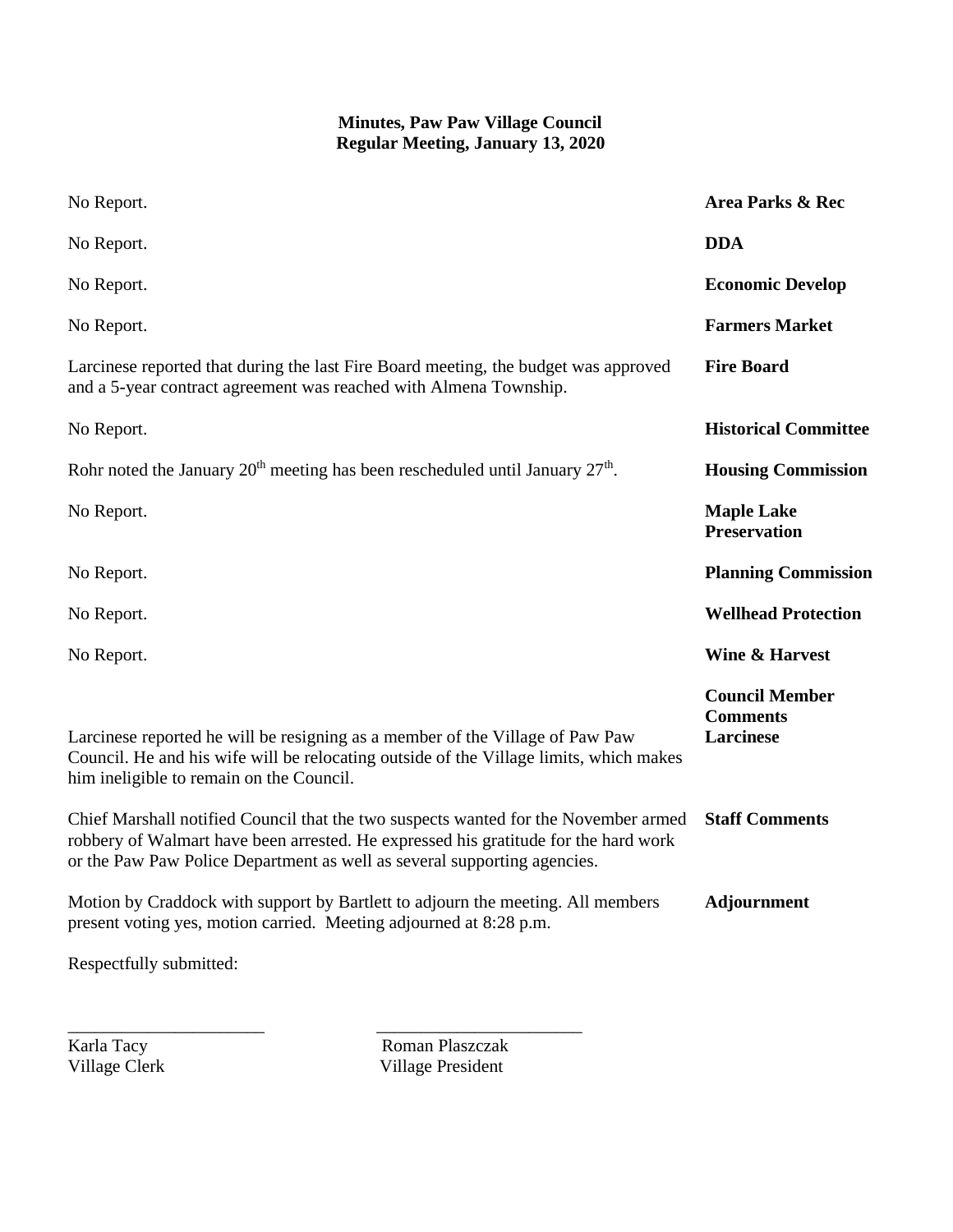**Minutes, Paw Paw Village Council**
**Regular Meeting, January 13, 2020**

**Area Parks & Rec**
No Report.

**DDA**
No Report.

**Economic Develop**
No Report.

**Farmers Market**
No Report.

**Fire Board**
Larcinese reported that during the last Fire Board meeting, the budget was approved and a 5-year contract agreement was reached with Almena Township.

**Historical Committee**
No Report.

**Housing Commission**
Rohr noted the January 20th meeting has been rescheduled until January 27th.

**Maple Lake Preservation**
No Report.

**Planning Commission**
No Report.

**Wellhead Protection**
No Report.

**Wine & Harvest**
No Report.

**Council Member Comments**
**Larcinese**
Larcinese reported he will be resigning as a member of the Village of Paw Paw Council. He and his wife will be relocating outside of the Village limits, which makes him ineligible to remain on the Council.

**Staff Comments**
Chief Marshall notified Council that the two suspects wanted for the November armed robbery of Walmart have been arrested. He expressed his gratitude for the hard work or the Paw Paw Police Department as well as several supporting agencies.

**Adjournment**
Motion by Craddock with support by Bartlett to adjourn the meeting. All members present voting yes, motion carried. Meeting adjourned at 8:28 p.m.

Respectfully submitted:

______________________ ______________________
Karla Tacy Roman Plaszczak
Village Clerk Village President